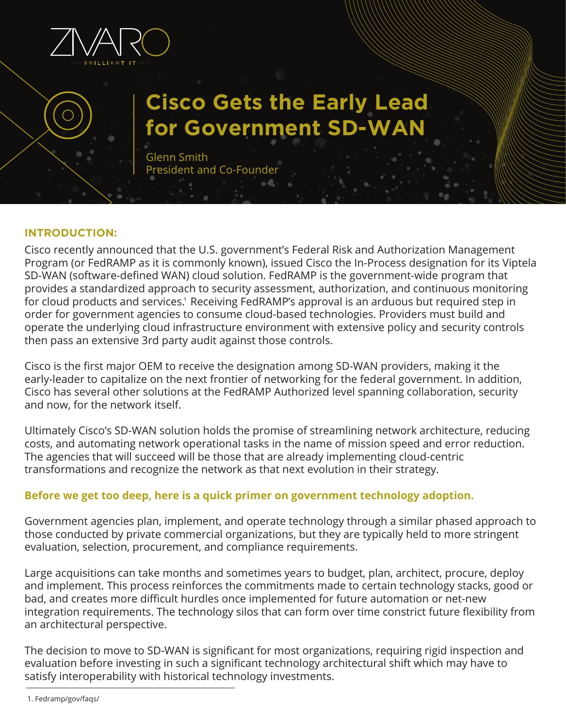ZIVARO

BRILLIANT IT

# Cisco Gets the Early Lead for Government SD-WAN

Glenn Smith
President and Co-Founder

## INTRODUCTION:

Cisco recently announced that the U.S. government's Federal Risk and Authorization Management Program (or FedRAMP as it is commonly known), issued Cisco the In-Process designation for its Viptela SD-WAN (software-defined WAN) cloud solution. FedRAMP is the government-wide program that provides a standardized approach to security assessment, authorization, and continuous monitoring for cloud products and services.[1] Receiving FedRAMP's approval is an arduous but required step in order for government agencies to consume cloud-based technologies. Providers must build and operate the underlying cloud infrastructure environment with extensive policy and security controls then pass an extensive 3rd party audit against those controls.

Cisco is the first major OEM to receive the designation among SD-WAN providers, making it the early-leader to capitalize on the next frontier of networking for the federal government. In addition, Cisco has several other solutions at the FedRAMP Authorized level spanning collaboration, security and now, for the network itself.

Ultimately Cisco's SD-WAN solution holds the promise of streamlining network architecture, reducing costs, and automating network operational tasks in the name of mission speed and error reduction. The agencies that will succeed will be those that are already implementing cloud-centric transformations and recognize the network as that next evolution in their strategy.

**Before we get too deep, here is a quick primer on government technology adoption.**

Government agencies plan, implement, and operate technology through a similar phased approach to those conducted by private commercial organizations, but they are typically held to more stringent evaluation, selection, procurement, and compliance requirements.

Large acquisitions can take months and sometimes years to budget, plan, architect, procure, deploy and implement. This process reinforces the commitments made to certain technology stacks, good or bad, and creates more difficult hurdles once implemented for future automation or net-new integration requirements. The technology silos that can form over time constrict future flexibility from an architectural perspective.

The decision to move to SD-WAN is significant for most organizations, requiring rigid inspection and evaluation before investing in such a significant technology architectural shift which may have to satisfy interoperability with historical technology investments.

1. Fedramp/gov/faqs/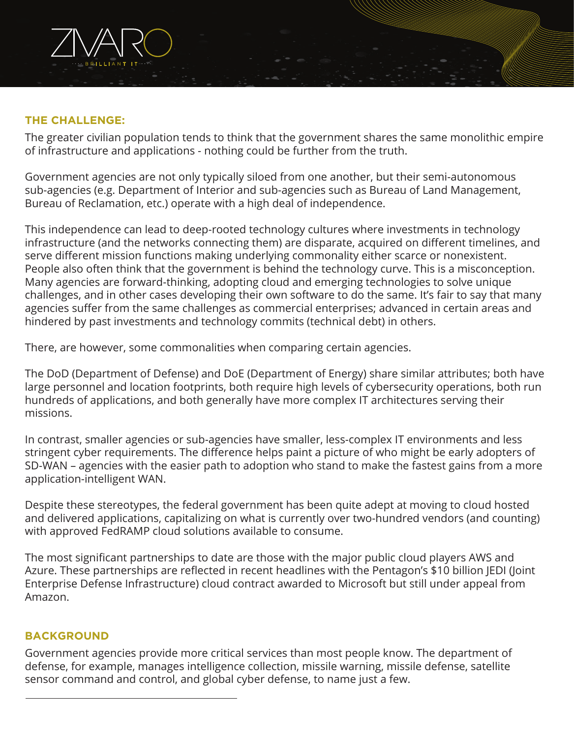### THE CHALLENGE:

The greater civilian population tends to think that the government shares the same monolithic empire of infrastructure and applications - nothing could be further from the truth.

Government agencies are not only typically siloed from one another, but their semi-autonomous sub-agencies (e.g. Department of Interior and sub-agencies such as Bureau of Land Management, Bureau of Reclamation, etc.) operate with a high deal of independence.

This independence can lead to deep-rooted technology cultures where investments in technology infrastructure (and the networks connecting them) are disparate, acquired on different timelines, and serve different mission functions making underlying commonality either scarce or nonexistent. People also often think that the government is behind the technology curve. This is a misconception. Many agencies are forward-thinking, adopting cloud and emerging technologies to solve unique challenges, and in other cases developing their own software to do the same. It's fair to say that many agencies suffer from the same challenges as commercial enterprises; advanced in certain areas and hindered by past investments and technology commits (technical debt) in others.

There, are however, some commonalities when comparing certain agencies.

The DoD (Department of Defense) and DoE (Department of Energy) share similar attributes; both have large personnel and location footprints, both require high levels of cybersecurity operations, both run hundreds of applications, and both generally have more complex IT architectures serving their missions.

In contrast, smaller agencies or sub-agencies have smaller, less-complex IT environments and less stringent cyber requirements. The difference helps paint a picture of who might be early adopters of SD-WAN – agencies with the easier path to adoption who stand to make the fastest gains from a more application-intelligent WAN.

Despite these stereotypes, the federal government has been quite adept at moving to cloud hosted and delivered applications, capitalizing on what is currently over two-hundred vendors (and counting) with approved FedRAMP cloud solutions available to consume.

The most significant partnerships to date are those with the major public cloud players AWS and Azure. These partnerships are reflected in recent headlines with the Pentagon's $10 billion JEDI (Joint Enterprise Defense Infrastructure) cloud contract awarded to Microsoft but still under appeal from Amazon.

### BACKGROUND

Government agencies provide more critical services than most people know. The department of defense, for example, manages intelligence collection, missile warning, missile defense, satellite sensor command and control, and global cyber defense, to name just a few.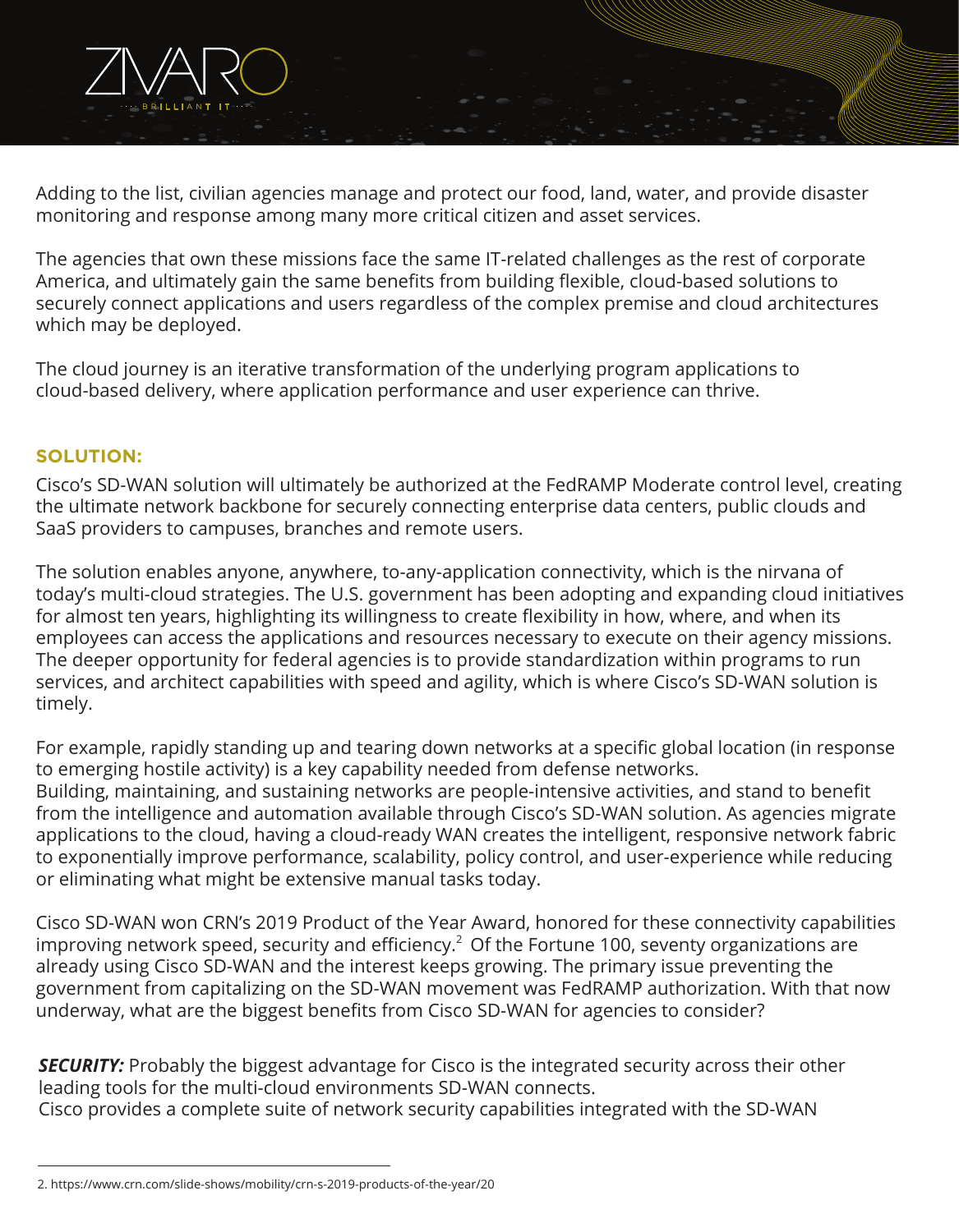Adding to the list, civilian agencies manage and protect our food, land, water, and provide disaster monitoring and response among many more critical citizen and asset services.

The agencies that own these missions face the same IT-related challenges as the rest of corporate America, and ultimately gain the same benefits from building flexible, cloud-based solutions to securely connect applications and users regardless of the complex premise and cloud architectures which may be deployed.

The cloud journey is an iterative transformation of the underlying program applications to cloud-based delivery, where application performance and user experience can thrive.

## SOLUTION:

Cisco's SD-WAN solution will ultimately be authorized at the FedRAMP Moderate control level, creating the ultimate network backbone for securely connecting enterprise data centers, public clouds and SaaS providers to campuses, branches and remote users.

The solution enables anyone, anywhere, to-any-application connectivity, which is the nirvana of today's multi-cloud strategies. The U.S. government has been adopting and expanding cloud initiatives for almost ten years, highlighting its willingness to create flexibility in how, where, and when its employees can access the applications and resources necessary to execute on their agency missions. The deeper opportunity for federal agencies is to provide standardization within programs to run services, and architect capabilities with speed and agility, which is where Cisco's SD-WAN solution is timely.

For example, rapidly standing up and tearing down networks at a specific global location (in response to emerging hostile activity) is a key capability needed from defense networks.
Building, maintaining, and sustaining networks are people-intensive activities, and stand to benefit from the intelligence and automation available through Cisco's SD-WAN solution. As agencies migrate applications to the cloud, having a cloud-ready WAN creates the intelligent, responsive network fabric to exponentially improve performance, scalability, policy control, and user-experience while reducing or eliminating what might be extensive manual tasks today.

Cisco SD-WAN won CRN's 2019 Product of the Year Award, honored for these connectivity capabilities improving network speed, security and efficiency.[2] Of the Fortune 100, seventy organizations are already using Cisco SD-WAN and the interest keeps growing. The primary issue preventing the government from capitalizing on the SD-WAN movement was FedRAMP authorization. With that now underway, what are the biggest benefits from Cisco SD-WAN for agencies to consider?

***SECURITY:*** Probably the biggest advantage for Cisco is the integrated security across their other leading tools for the multi-cloud environments SD-WAN connects.
Cisco provides a complete suite of network security capabilities integrated with the SD-WAN

---

2. https://www.crn.com/slide-shows/mobility/crn-s-2019-products-of-the-year/20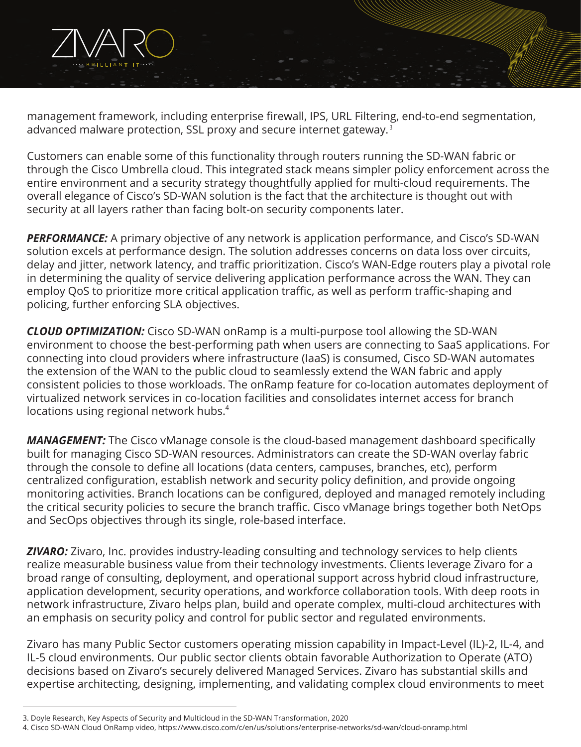management framework, including enterprise firewall, IPS, URL Filtering, end-to-end segmentation, advanced malware protection, SSL proxy and secure internet gateway. [3]

Customers can enable some of this functionality through routers running the SD-WAN fabric or through the Cisco Umbrella cloud. This integrated stack means simpler policy enforcement across the entire environment and a security strategy thoughtfully applied for multi-cloud requirements. The overall elegance of Cisco's SD-WAN solution is the fact that the architecture is thought out with security at all layers rather than facing bolt-on security components later.

***PERFORMANCE:*** A primary objective of any network is application performance, and Cisco's SD-WAN solution excels at performance design. The solution addresses concerns on data loss over circuits, delay and jitter, network latency, and traffic prioritization. Cisco's WAN-Edge routers play a pivotal role in determining the quality of service delivering application performance across the WAN. They can employ QoS to prioritize more critical application traffic, as well as perform traffic-shaping and policing, further enforcing SLA objectives.

***CLOUD OPTIMIZATION:*** Cisco SD-WAN onRamp is a multi-purpose tool allowing the SD-WAN environment to choose the best-performing path when users are connecting to SaaS applications. For connecting into cloud providers where infrastructure (IaaS) is consumed, Cisco SD-WAN automates the extension of the WAN to the public cloud to seamlessly extend the WAN fabric and apply consistent policies to those workloads. The onRamp feature for co-location automates deployment of virtualized network services in co-location facilities and consolidates internet access for branch locations using regional network hubs.[4]

***MANAGEMENT:*** The Cisco vManage console is the cloud-based management dashboard specifically built for managing Cisco SD-WAN resources. Administrators can create the SD-WAN overlay fabric through the console to define all locations (data centers, campuses, branches, etc), perform centralized configuration, establish network and security policy definition, and provide ongoing monitoring activities. Branch locations can be configured, deployed and managed remotely including the critical security policies to secure the branch traffic. Cisco vManage brings together both NetOps and SecOps objectives through its single, role-based interface.

***ZIVARO:*** Zivaro, Inc. provides industry-leading consulting and technology services to help clients realize measurable business value from their technology investments. Clients leverage Zivaro for a broad range of consulting, deployment, and operational support across hybrid cloud infrastructure, application development, security operations, and workforce collaboration tools. With deep roots in network infrastructure, Zivaro helps plan, build and operate complex, multi-cloud architectures with an emphasis on security policy and control for public sector and regulated environments.

Zivaro has many Public Sector customers operating mission capability in Impact-Level (IL)-2, IL-4, and IL-5 cloud environments. Our public sector clients obtain favorable Authorization to Operate (ATO) decisions based on Zivaro's securely delivered Managed Services. Zivaro has substantial skills and expertise architecting, designing, implementing, and validating complex cloud environments to meet

---

3. Doyle Research, Key Aspects of Security and Multicloud in the SD-WAN Transformation, 2020
4. Cisco SD-WAN Cloud OnRamp video, https://www.cisco.com/c/en/us/solutions/enterprise-networks/sd-wan/cloud-onramp.html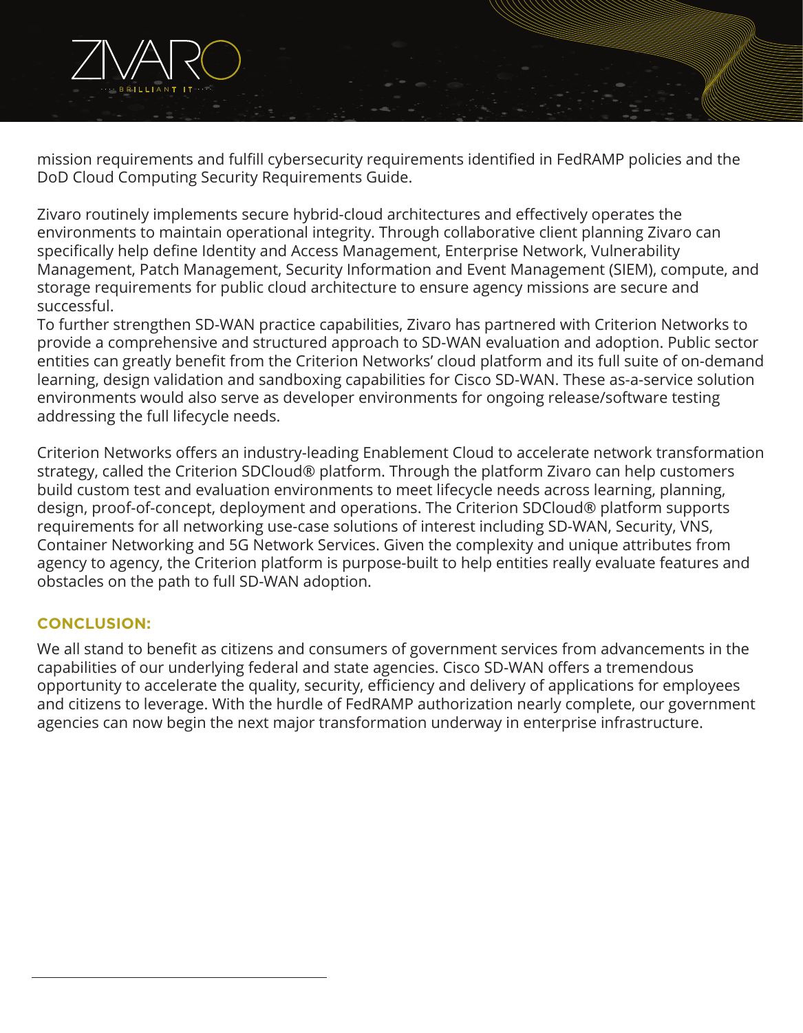mission requirements and fulfill cybersecurity requirements identified in FedRAMP policies and the DoD Cloud Computing Security Requirements Guide.

Zivaro routinely implements secure hybrid-cloud architectures and effectively operates the environments to maintain operational integrity. Through collaborative client planning Zivaro can specifically help define Identity and Access Management, Enterprise Network, Vulnerability Management, Patch Management, Security Information and Event Management (SIEM), compute, and storage requirements for public cloud architecture to ensure agency missions are secure and successful.

To further strengthen SD-WAN practice capabilities, Zivaro has partnered with Criterion Networks to provide a comprehensive and structured approach to SD-WAN evaluation and adoption. Public sector entities can greatly benefit from the Criterion Networks' cloud platform and its full suite of on-demand learning, design validation and sandboxing capabilities for Cisco SD-WAN. These as-a-service solution environments would also serve as developer environments for ongoing release/software testing addressing the full lifecycle needs.

Criterion Networks offers an industry-leading Enablement Cloud to accelerate network transformation strategy, called the Criterion SDCloud® platform. Through the platform Zivaro can help customers build custom test and evaluation environments to meet lifecycle needs across learning, planning, design, proof-of-concept, deployment and operations. The Criterion SDCloud® platform supports requirements for all networking use-case solutions of interest including SD-WAN, Security, VNS, Container Networking and 5G Network Services. Given the complexity and unique attributes from agency to agency, the Criterion platform is purpose-built to help entities really evaluate features and obstacles on the path to full SD-WAN adoption.

## CONCLUSION:

We all stand to benefit as citizens and consumers of government services from advancements in the capabilities of our underlying federal and state agencies. Cisco SD-WAN offers a tremendous opportunity to accelerate the quality, security, efficiency and delivery of applications for employees and citizens to leverage. With the hurdle of FedRAMP authorization nearly complete, our government agencies can now begin the next major transformation underway in enterprise infrastructure.